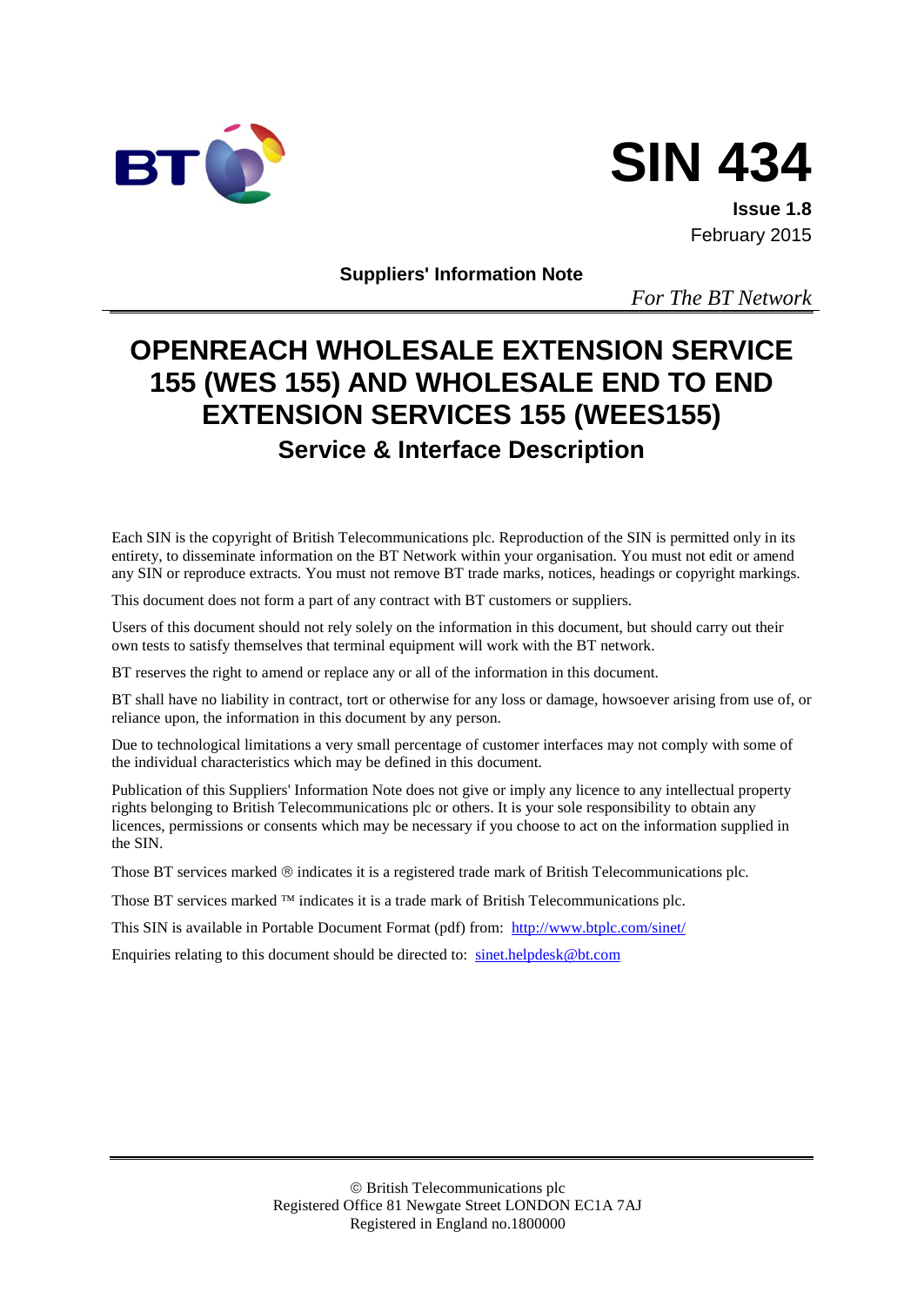# SIN 434

**Issue 1.8**

February 2015

**Suppliers' Information Note**

*For The BT Network*

# OPENREACH WHOLESALE EXTENSION SERVICE 155 (WES 155) AND WHOLESALE END TO END EXTENSION SERVICES 155 (WEES155)

## Service & Interface Description

Each SIN is the copyright of British Telecommunications plc. Reproduction of the SIN is permitted only in its entirety, to disseminate information on the BT Network within your organisation. You must not edit or amend any SIN or reproduce extracts. You must not remove BT trade marks, notices, headings or copyright markings.

This document does not form a part of any contract with BT customers or suppliers.

Users of this document should not rely solely on the information in this document, but should carry out their own tests to satisfy themselves that terminal equipment will work with the BT network.

BT reserves the right to amend or replace any or all of the information in this document.

BT shall have no liability in contract, tort or otherwise for any loss or damage, howsoever arising from use of, or reliance upon, the information in this document by any person.

Due to technological limitations a very small percentage of customer interfaces may not comply with some of the individual characteristics which may be defined in this document.

Publication of this Suppliers' Information Note does not give or imply any licence to any intellectual property rights belonging to British Telecommunications plc or others. It is your sole responsibility to obtain any licences, permissions or consents which may be necessary if you choose to act on the information supplied in the SIN.

Those BT services marked ® indicates it is a registered trade mark of British Telecommunications plc.

Those BT services marked ™ indicates it is a trade mark of British Telecommunications plc.

This SIN is available in Portable Document Format (pdf) from: http://www.btplc.com/sinet/

Enquiries relating to this document should be directed to: sinet.helpdesk@bt.com

© British Telecommunications plc
Registered Office 81 Newgate Street LONDON EC1A 7AJ
Registered in England no.1800000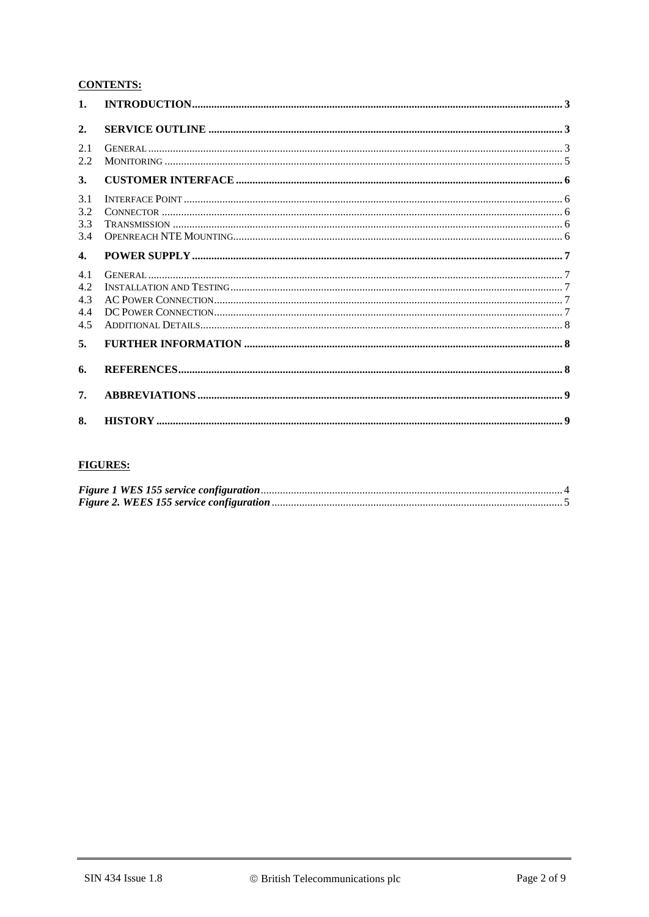**CONTENTS:**

| | | |
|---|---|---|
| **1.** | **INTRODUCTION** | **3** |
| **2.** | **SERVICE OUTLINE** | **3** |
| 2.1 | GENERAL | 3 |
| 2.2 | MONITORING | 5 |
| **3.** | **CUSTOMER INTERFACE** | **6** |
| 3.1 | INTERFACE POINT | 6 |
| 3.2 | CONNECTOR | 6 |
| 3.3 | TRANSMISSION | 6 |
| 3.4 | OPENREACH NTE MOUNTING | 6 |
| **4.** | **POWER SUPPLY** | **7** |
| 4.1 | GENERAL | 7 |
| 4.2 | INSTALLATION AND TESTING | 7 |
| 4.3 | AC POWER CONNECTION | 7 |
| 4.4 | DC POWER CONNECTION | 7 |
| 4.5 | ADDITIONAL DETAILS | 8 |
| **5.** | **FURTHER INFORMATION** | **8** |
| **6.** | **REFERENCES** | **8** |
| **7.** | **ABBREVIATIONS** | **9** |
| **8.** | **HISTORY** | **9** |

**FIGURES:**

| | |
|---|---|
| ***Figure 1 WES 155 service configuration*** | 4 |
| ***Figure 2. WEES 155 service configuration*** | 5 |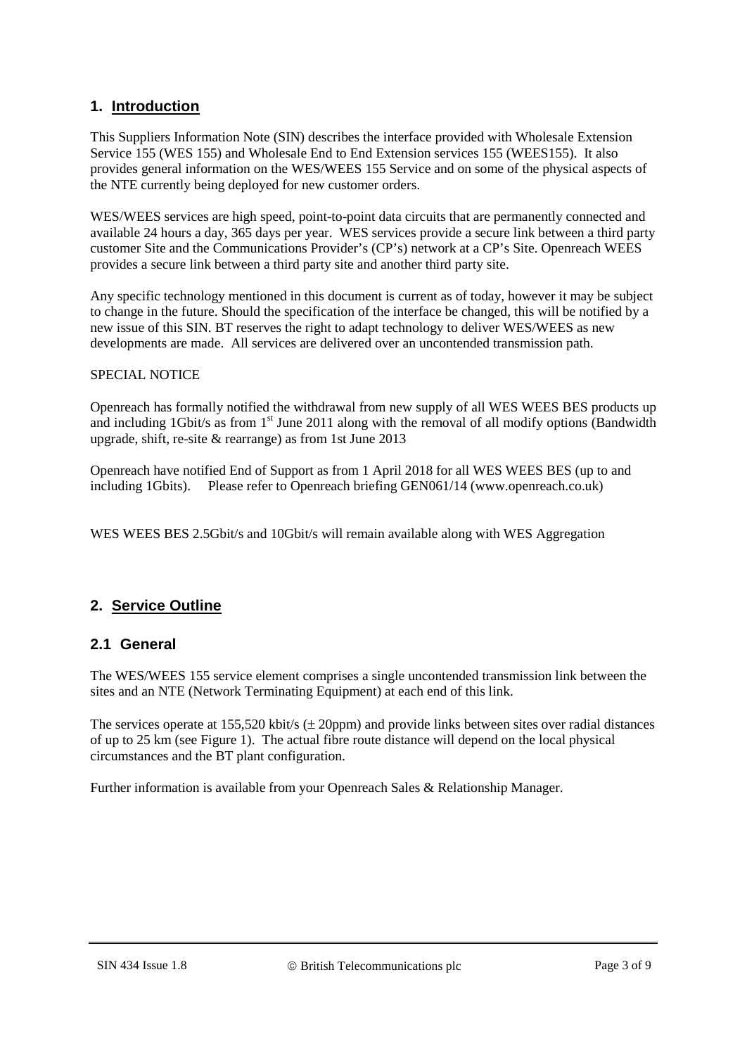## 1. Introduction

This Suppliers Information Note (SIN) describes the interface provided with Wholesale Extension Service 155 (WES 155) and Wholesale End to End Extension services 155 (WEES155). It also provides general information on the WES/WEES 155 Service and on some of the physical aspects of the NTE currently being deployed for new customer orders.

WES/WEES services are high speed, point-to-point data circuits that are permanently connected and available 24 hours a day, 365 days per year. WES services provide a secure link between a third party customer Site and the Communications Provider's (CP's) network at a CP's Site. Openreach WEES provides a secure link between a third party site and another third party site.

Any specific technology mentioned in this document is current as of today, however it may be subject to change in the future. Should the specification of the interface be changed, this will be notified by a new issue of this SIN. BT reserves the right to adapt technology to deliver WES/WEES as new developments are made. All services are delivered over an uncontended transmission path.

SPECIAL NOTICE

Openreach has formally notified the withdrawal from new supply of all WES WEES BES products up and including 1Gbit/s as from 1st June 2011 along with the removal of all modify options (Bandwidth upgrade, shift, re-site & rearrange) as from 1st June 2013

Openreach have notified End of Support as from 1 April 2018 for all WES WEES BES (up to and including 1Gbits). Please refer to Openreach briefing GEN061/14 (www.openreach.co.uk)

WES WEES BES 2.5Gbit/s and 10Gbit/s will remain available along with WES Aggregation

## 2. Service Outline

### 2.1 General

The WES/WEES 155 service element comprises a single uncontended transmission link between the sites and an NTE (Network Terminating Equipment) at each end of this link.

The services operate at 155,520 kbit/s (± 20ppm) and provide links between sites over radial distances of up to 25 km (see Figure 1). The actual fibre route distance will depend on the local physical circumstances and the BT plant configuration.

Further information is available from your Openreach Sales & Relationship Manager.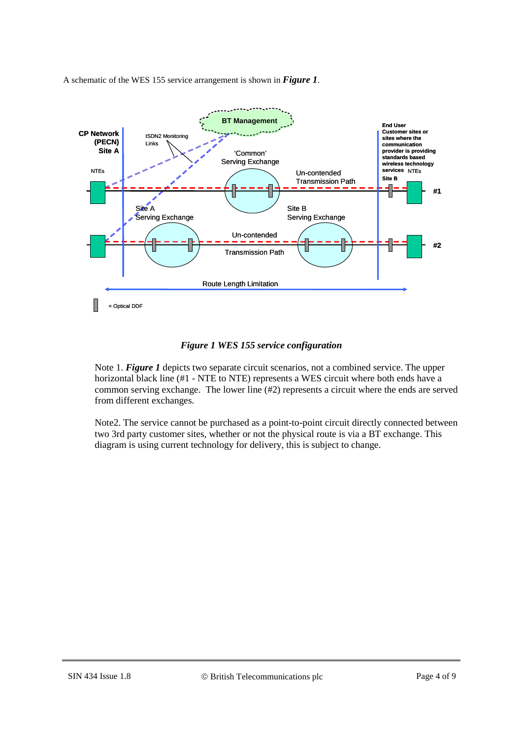A schematic of the WES 155 service arrangement is shown in ***Figure 1***.

***Figure 1 WES 155 service configuration***

Note 1. ***Figure 1*** depicts two separate circuit scenarios, not a combined service. The upper horizontal black line (#1 - NTE to NTE) represents a WES circuit where both ends have a common serving exchange. The lower line (#2) represents a circuit where the ends are served from different exchanges.

Note2. The service cannot be purchased as a point-to-point circuit directly connected between two 3rd party customer sites, whether or not the physical route is via a BT exchange. This diagram is using current technology for delivery, this is subject to change.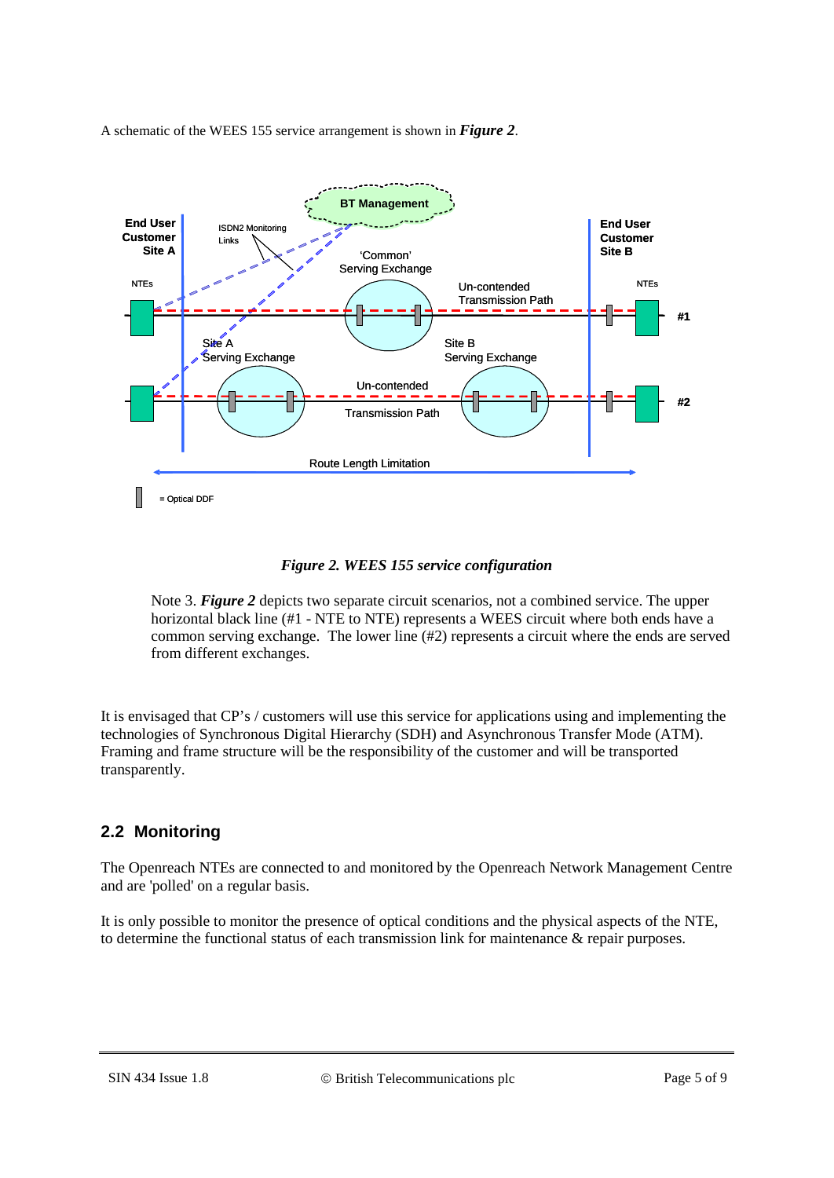A schematic of the WEES 155 service arrangement is shown in ***Figure 2***.

*Figure 2. WEES 155 service configuration*

Note 3. ***Figure 2*** depicts two separate circuit scenarios, not a combined service. The upper horizontal black line (#1 - NTE to NTE) represents a WEES circuit where both ends have a common serving exchange. The lower line (#2) represents a circuit where the ends are served from different exchanges.

It is envisaged that CP's / customers will use this service for applications using and implementing the technologies of Synchronous Digital Hierarchy (SDH) and Asynchronous Transfer Mode (ATM). Framing and frame structure will be the responsibility of the customer and will be transported transparently.

## 2.2 Monitoring

The Openreach NTEs are connected to and monitored by the Openreach Network Management Centre and are 'polled' on a regular basis.

It is only possible to monitor the presence of optical conditions and the physical aspects of the NTE, to determine the functional status of each transmission link for maintenance & repair purposes.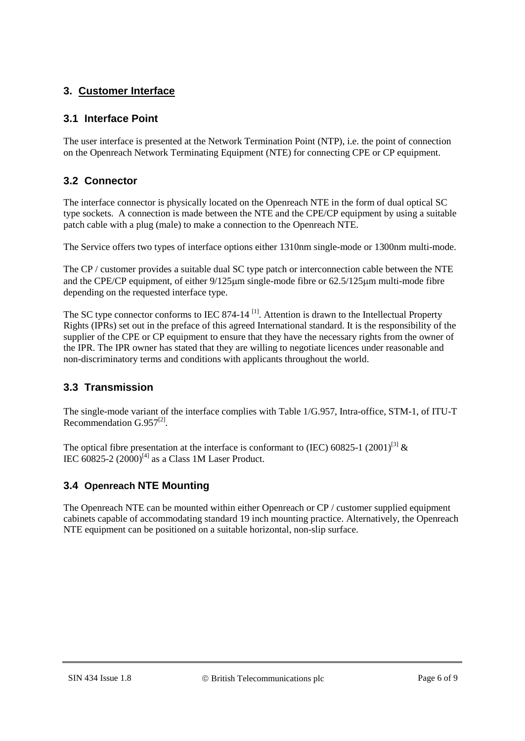## 3. Customer Interface

### 3.1 Interface Point

The user interface is presented at the Network Termination Point (NTP), i.e. the point of connection on the Openreach Network Terminating Equipment (NTE) for connecting CPE or CP equipment.

### 3.2 Connector

The interface connector is physically located on the Openreach NTE in the form of dual optical SC type sockets. A connection is made between the NTE and the CPE/CP equipment by using a suitable patch cable with a plug (male) to make a connection to the Openreach NTE.

The Service offers two types of interface options either 1310nm single-mode or 1300nm multi-mode.

The CP / customer provides a suitable dual SC type patch or interconnection cable between the NTE and the CPE/CP equipment, of either 9/125μm single-mode fibre or 62.5/125μm multi-mode fibre depending on the requested interface type.

The SC type connector conforms to IEC 874-14 [1]. Attention is drawn to the Intellectual Property Rights (IPRs) set out in the preface of this agreed International standard. It is the responsibility of the supplier of the CPE or CP equipment to ensure that they have the necessary rights from the owner of the IPR. The IPR owner has stated that they are willing to negotiate licences under reasonable and non-discriminatory terms and conditions with applicants throughout the world.

### 3.3 Transmission

The single-mode variant of the interface complies with Table 1/G.957, Intra-office, STM-1, of ITU-T Recommendation G.957[2].

The optical fibre presentation at the interface is conformant to (IEC) 60825-1 (2001)[3] & IEC 60825-2 (2000)[4] as a Class 1M Laser Product.

### 3.4 Openreach NTE Mounting

The Openreach NTE can be mounted within either Openreach or CP / customer supplied equipment cabinets capable of accommodating standard 19 inch mounting practice. Alternatively, the Openreach NTE equipment can be positioned on a suitable horizontal, non-slip surface.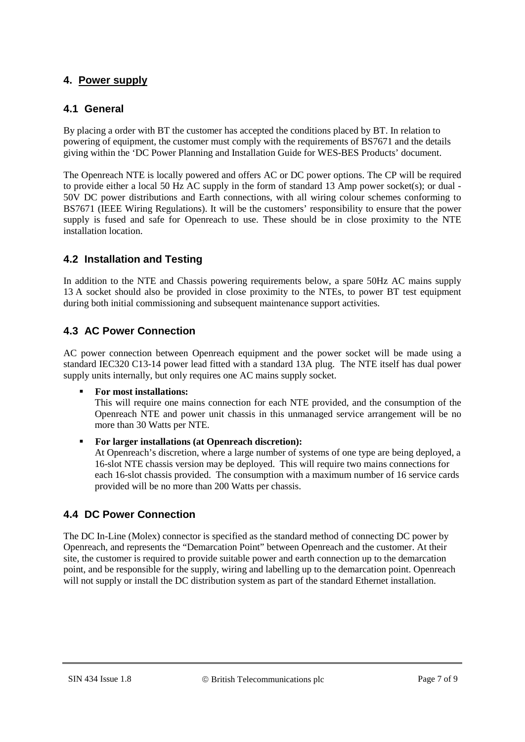## 4. Power supply

### 4.1 General

By placing a order with BT the customer has accepted the conditions placed by BT. In relation to powering of equipment, the customer must comply with the requirements of BS7671 and the details giving within the 'DC Power Planning and Installation Guide for WES-BES Products' document.

The Openreach NTE is locally powered and offers AC or DC power options. The CP will be required to provide either a local 50 Hz AC supply in the form of standard 13 Amp power socket(s); or dual -50V DC power distributions and Earth connections, with all wiring colour schemes conforming to BS7671 (IEEE Wiring Regulations). It will be the customers' responsibility to ensure that the power supply is fused and safe for Openreach to use. These should be in close proximity to the NTE installation location.

### 4.2 Installation and Testing

In addition to the NTE and Chassis powering requirements below, a spare 50Hz AC mains supply 13 A socket should also be provided in close proximity to the NTEs, to power BT test equipment during both initial commissioning and subsequent maintenance support activities.

### 4.3 AC Power Connection

AC power connection between Openreach equipment and the power socket will be made using a standard IEC320 C13-14 power lead fitted with a standard 13A plug. The NTE itself has dual power supply units internally, but only requires one AC mains supply socket.

- **For most installations:**
  This will require one mains connection for each NTE provided, and the consumption of the Openreach NTE and power unit chassis in this unmanaged service arrangement will be no more than 30 Watts per NTE.

- **For larger installations (at Openreach discretion):**
  At Openreach's discretion, where a large number of systems of one type are being deployed, a 16-slot NTE chassis version may be deployed. This will require two mains connections for each 16-slot chassis provided. The consumption with a maximum number of 16 service cards provided will be no more than 200 Watts per chassis.

### 4.4 DC Power Connection

The DC In-Line (Molex) connector is specified as the standard method of connecting DC power by Openreach, and represents the "Demarcation Point" between Openreach and the customer. At their site, the customer is required to provide suitable power and earth connection up to the demarcation point, and be responsible for the supply, wiring and labelling up to the demarcation point. Openreach will not supply or install the DC distribution system as part of the standard Ethernet installation.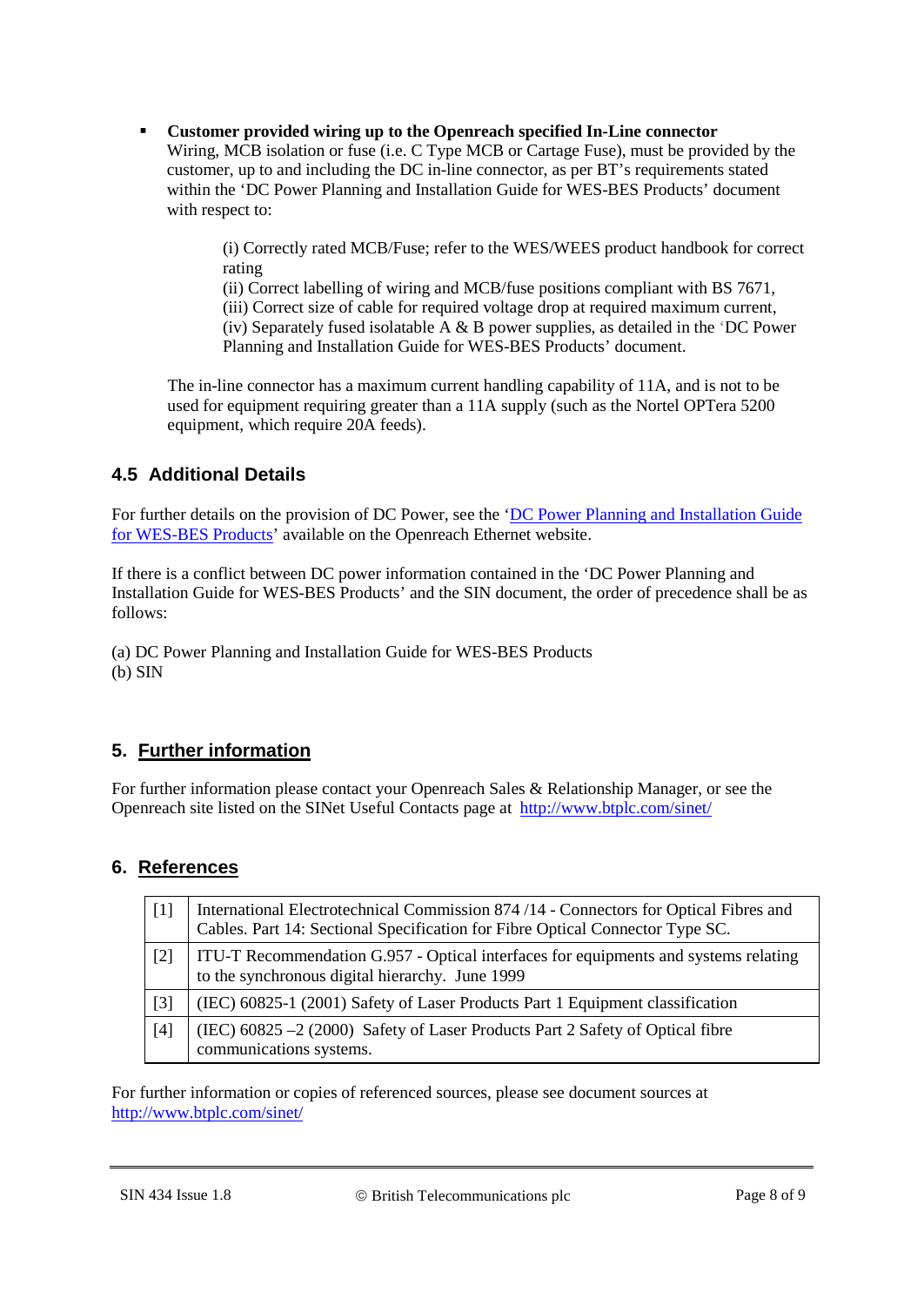- **Customer provided wiring up to the Openreach specified In-Line connector**
  Wiring, MCB isolation or fuse (i.e. C Type MCB or Cartage Fuse), must be provided by the customer, up to and including the DC in-line connector, as per BT's requirements stated within the 'DC Power Planning and Installation Guide for WES-BES Products' document with respect to:

  (i) Correctly rated MCB/Fuse; refer to the WES/WEES product handbook for correct rating
  (ii) Correct labelling of wiring and MCB/fuse positions compliant with BS 7671,
  (iii) Correct size of cable for required voltage drop at required maximum current,
  (iv) Separately fused isolatable A & B power supplies, as detailed in the 'DC Power Planning and Installation Guide for WES-BES Products' document.

  The in-line connector has a maximum current handling capability of 11A, and is not to be used for equipment requiring greater than a 11A supply (such as the Nortel OPTera 5200 equipment, which require 20A feeds).

### 4.5 Additional Details

For further details on the provision of DC Power, see the 'DC Power Planning and Installation Guide for WES-BES Products' available on the Openreach Ethernet website.

If there is a conflict between DC power information contained in the 'DC Power Planning and Installation Guide for WES-BES Products' and the SIN document, the order of precedence shall be as follows:

(a) DC Power Planning and Installation Guide for WES-BES Products
(b) SIN

## 5. Further information

For further information please contact your Openreach Sales & Relationship Manager, or see the Openreach site listed on the SINet Useful Contacts page at http://www.btplc.com/sinet/

## 6. References

| | |
|---|---|
| [1] | International Electrotechnical Commission 874 /14 - Connectors for Optical Fibres and Cables. Part 14: Sectional Specification for Fibre Optical Connector Type SC. |
| [2] | ITU-T Recommendation G.957 - Optical interfaces for equipments and systems relating to the synchronous digital hierarchy. June 1999 |
| [3] | (IEC) 60825-1 (2001) Safety of Laser Products Part 1 Equipment classification |
| [4] | (IEC) 60825 –2 (2000) Safety of Laser Products Part 2 Safety of Optical fibre communications systems. |

For further information or copies of referenced sources, please see document sources at http://www.btplc.com/sinet/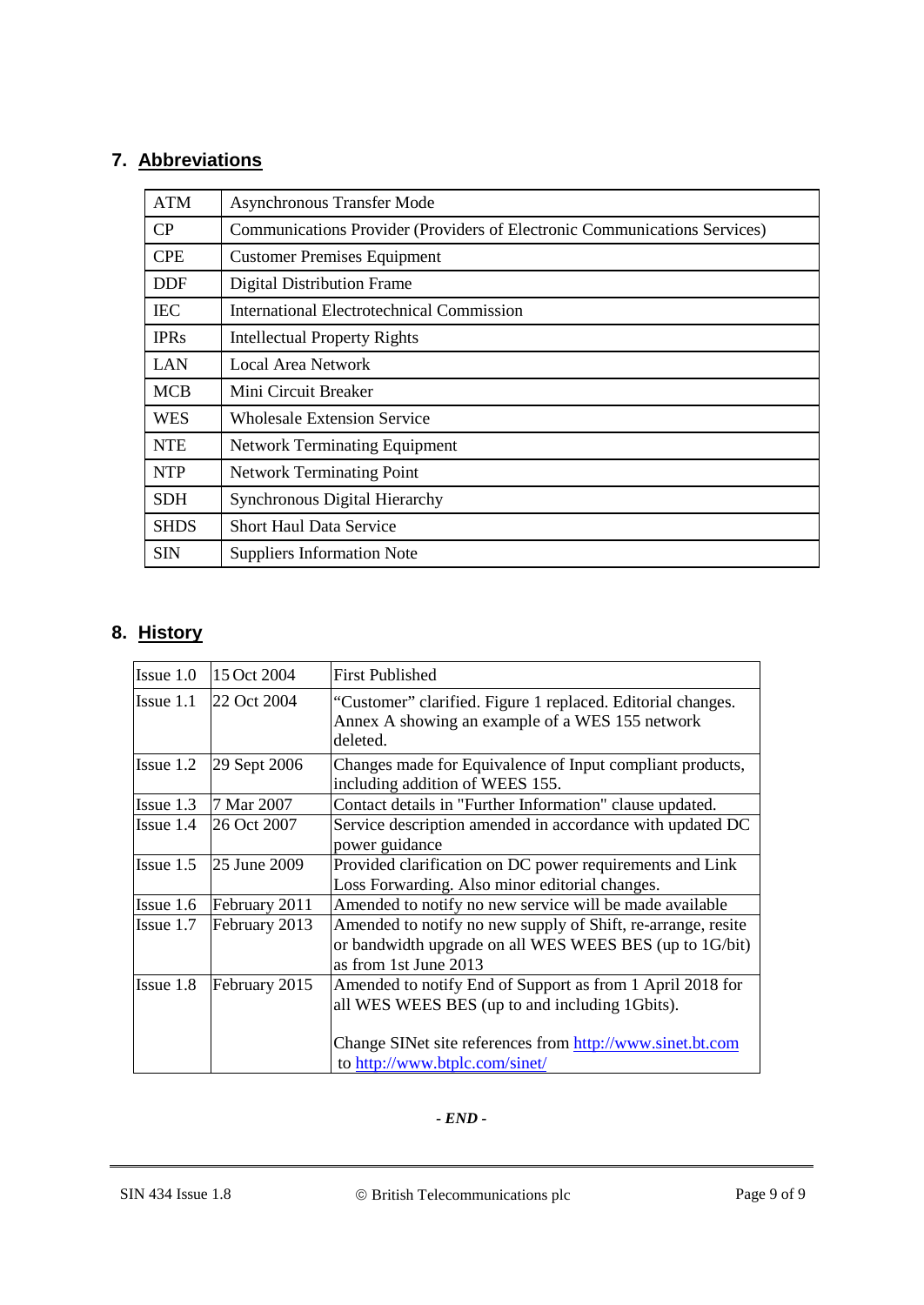## 7. Abbreviations

| | |
|---|---|
| ATM | Asynchronous Transfer Mode |
| CP | Communications Provider (Providers of Electronic Communications Services) |
| CPE | Customer Premises Equipment |
| DDF | Digital Distribution Frame |
| IEC | International Electrotechnical Commission |
| IPRs | Intellectual Property Rights |
| LAN | Local Area Network |
| MCB | Mini Circuit Breaker |
| WES | Wholesale Extension Service |
| NTE | Network Terminating Equipment |
| NTP | Network Terminating Point |
| SDH | Synchronous Digital Hierarchy |
| SHDS | Short Haul Data Service |
| SIN | Suppliers Information Note |

## 8. History

| | | |
|---|---|---|
| Issue 1.0 | 15 Oct 2004 | First Published |
| Issue 1.1 | 22 Oct 2004 | "Customer" clarified. Figure 1 replaced. Editorial changes. Annex A showing an example of a WES 155 network deleted. |
| Issue 1.2 | 29 Sept 2006 | Changes made for Equivalence of Input compliant products, including addition of WEES 155. |
| Issue 1.3 | 7 Mar 2007 | Contact details in "Further Information" clause updated. |
| Issue 1.4 | 26 Oct 2007 | Service description amended in accordance with updated DC power guidance |
| Issue 1.5 | 25 June 2009 | Provided clarification on DC power requirements and Link Loss Forwarding. Also minor editorial changes. |
| Issue 1.6 | February 2011 | Amended to notify no new service will be made available |
| Issue 1.7 | February 2013 | Amended to notify no new supply of Shift, re-arrange, resite or bandwidth upgrade on all WES WEES BES (up to 1G/bit) as from 1st June 2013 |
| Issue 1.8 | February 2015 | Amended to notify End of Support as from 1 April 2018 for all WES WEES BES (up to and including 1Gbits).<br><br>Change SINet site references from http://www.sinet.bt.com to http://www.btplc.com/sinet/ |

***- END -***